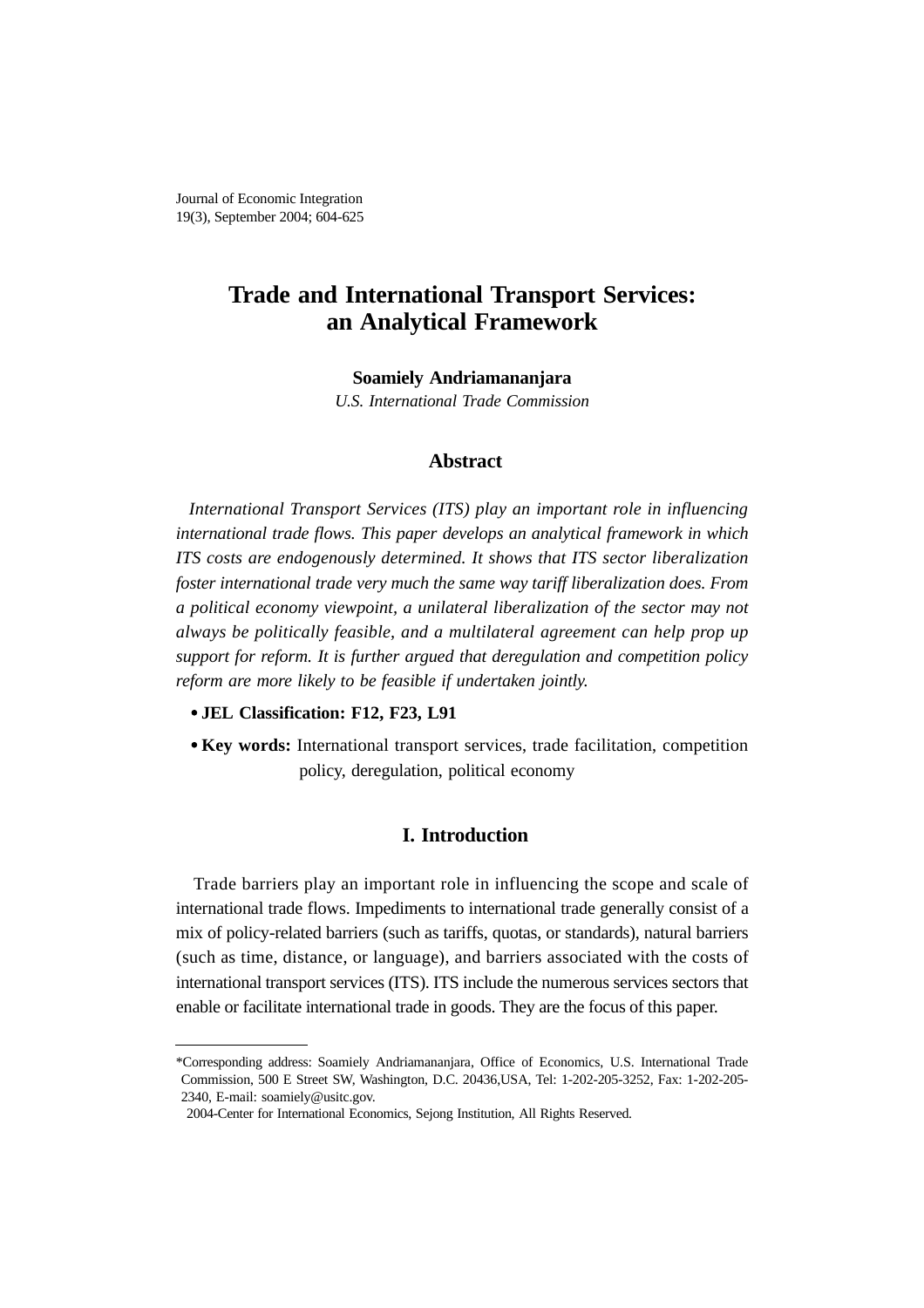Journal of Economic Integration
19(3), September 2004; 604-625

# Trade and International Transport Services: an Analytical Framework

**Soamiely Andriamananjara**
*U.S. International Trade Commission*

## Abstract

*International Transport Services (ITS) play an important role in influencing international trade flows. This paper develops an analytical framework in which ITS costs are endogenously determined. It shows that ITS sector liberalization foster international trade very much the same way tariff liberalization does. From a political economy viewpoint, a unilateral liberalization of the sector may not always be politically feasible, and a multilateral agreement can help prop up support for reform. It is further argued that deregulation and competition policy reform are more likely to be feasible if undertaken jointly.*

- **JEL Classification: F12, F23, L91**
- **Key words:** International transport services, trade facilitation, competition policy, deregulation, political economy

## I. Introduction

Trade barriers play an important role in influencing the scope and scale of international trade flows. Impediments to international trade generally consist of a mix of policy-related barriers (such as tariffs, quotas, or standards), natural barriers (such as time, distance, or language), and barriers associated with the costs of international transport services (ITS). ITS include the numerous services sectors that enable or facilitate international trade in goods. They are the focus of this paper.

---

*Corresponding address: Soamiely Andriamananjara, Office of Economics, U.S. International Trade Commission, 500 E Street SW, Washington, D.C. 20436,USA, Tel: 1-202-205-3252, Fax: 1-202-205-2340, E-mail: soamiely@usitc.gov.

2004-Center for International Economics, Sejong Institution, All Rights Reserved.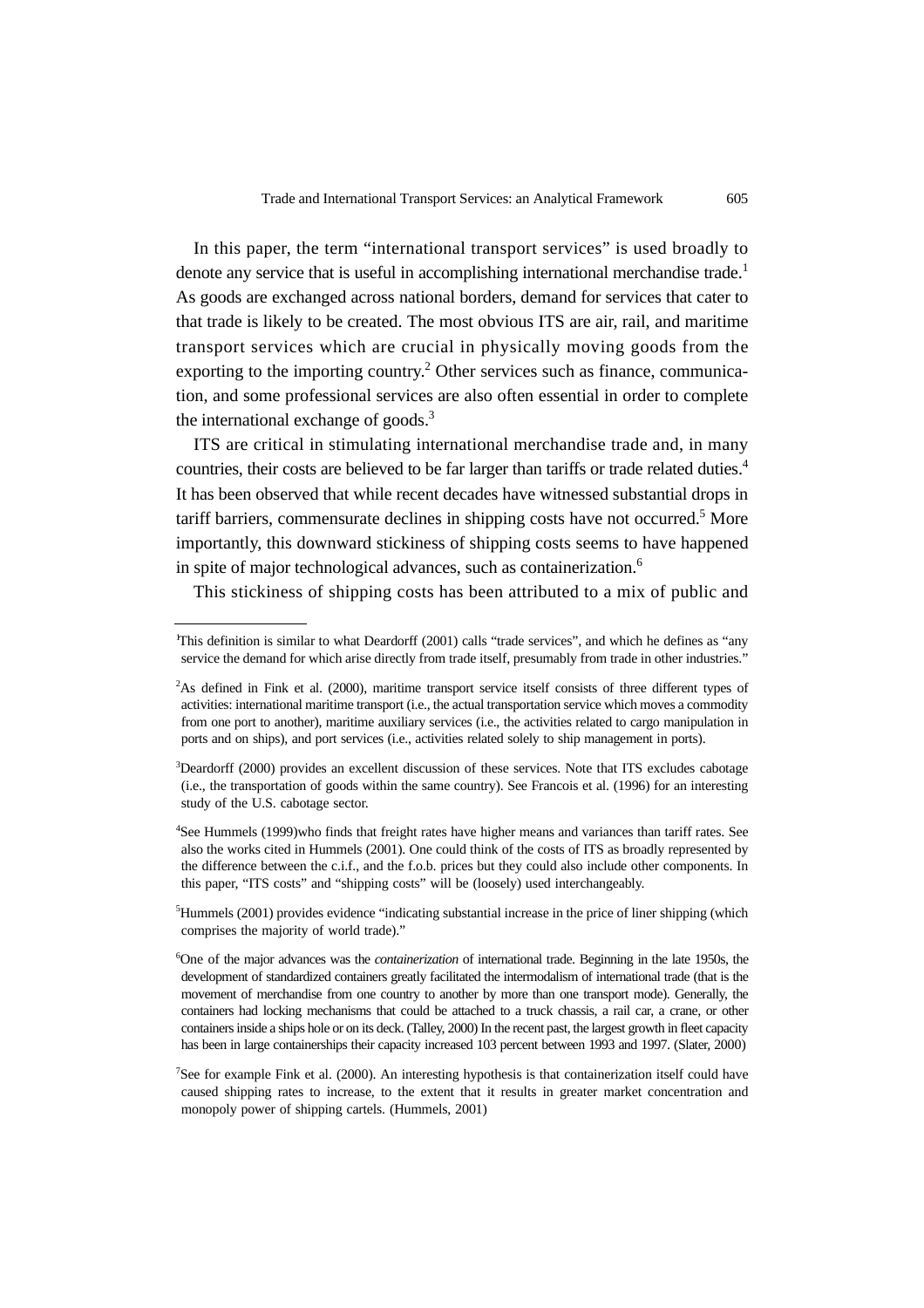In this paper, the term "international transport services" is used broadly to denote any service that is useful in accomplishing international merchandise trade.[1] As goods are exchanged across national borders, demand for services that cater to that trade is likely to be created. The most obvious ITS are air, rail, and maritime transport services which are crucial in physically moving goods from the exporting to the importing country.[2] Other services such as finance, communication, and some professional services are also often essential in order to complete the international exchange of goods.[3]

ITS are critical in stimulating international merchandise trade and, in many countries, their costs are believed to be far larger than tariffs or trade related duties.[4] It has been observed that while recent decades have witnessed substantial drops in tariff barriers, commensurate declines in shipping costs have not occurred.[5] More importantly, this downward stickiness of shipping costs seems to have happened in spite of major technological advances, such as containerization.[6]

This stickiness of shipping costs has been attributed to a mix of public and

---

[1]This definition is similar to what Deardorff (2001) calls "trade services", and which he defines as "any service the demand for which arise directly from trade itself, presumably from trade in other industries."

[2]As defined in Fink et al. (2000), maritime transport service itself consists of three different types of activities: international maritime transport (i.e., the actual transportation service which moves a commodity from one port to another), maritime auxiliary services (i.e., the activities related to cargo manipulation in ports and on ships), and port services (i.e., activities related solely to ship management in ports).

[3]Deardorff (2000) provides an excellent discussion of these services. Note that ITS excludes cabotage (i.e., the transportation of goods within the same country). See Francois et al. (1996) for an interesting study of the U.S. cabotage sector.

[4]See Hummels (1999)who finds that freight rates have higher means and variances than tariff rates. See also the works cited in Hummels (2001). One could think of the costs of ITS as broadly represented by the difference between the c.i.f., and the f.o.b. prices but they could also include other components. In this paper, "ITS costs" and "shipping costs" will be (loosely) used interchangeably.

[5]Hummels (2001) provides evidence "indicating substantial increase in the price of liner shipping (which comprises the majority of world trade)."

[6]One of the major advances was the *containerization* of international trade. Beginning in the late 1950s, the development of standardized containers greatly facilitated the intermodalism of international trade (that is the movement of merchandise from one country to another by more than one transport mode). Generally, the containers had locking mechanisms that could be attached to a truck chassis, a rail car, a crane, or other containers inside a ships hole or on its deck. (Talley, 2000) In the recent past, the largest growth in fleet capacity has been in large containerships their capacity increased 103 percent between 1993 and 1997. (Slater, 2000)

[7]See for example Fink et al. (2000). An interesting hypothesis is that containerization itself could have caused shipping rates to increase, to the extent that it results in greater market concentration and monopoly power of shipping cartels. (Hummels, 2001)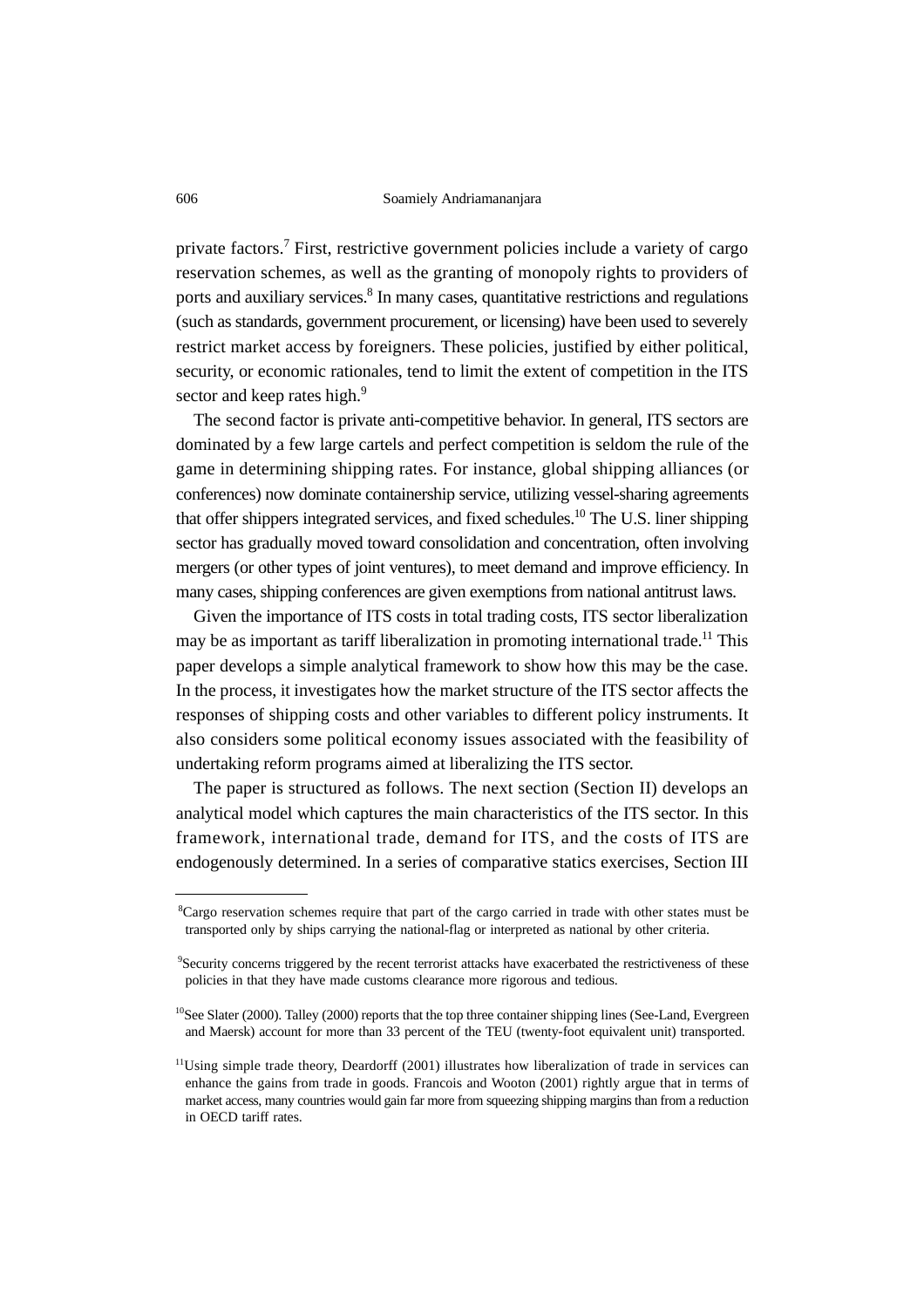private factors.[7] First, restrictive government policies include a variety of cargo reservation schemes, as well as the granting of monopoly rights to providers of ports and auxiliary services.[8] In many cases, quantitative restrictions and regulations (such as standards, government procurement, or licensing) have been used to severely restrict market access by foreigners. These policies, justified by either political, security, or economic rationales, tend to limit the extent of competition in the ITS sector and keep rates high.[9]

The second factor is private anti-competitive behavior. In general, ITS sectors are dominated by a few large cartels and perfect competition is seldom the rule of the game in determining shipping rates. For instance, global shipping alliances (or conferences) now dominate containership service, utilizing vessel-sharing agreements that offer shippers integrated services, and fixed schedules.[10] The U.S. liner shipping sector has gradually moved toward consolidation and concentration, often involving mergers (or other types of joint ventures), to meet demand and improve efficiency. In many cases, shipping conferences are given exemptions from national antitrust laws.

Given the importance of ITS costs in total trading costs, ITS sector liberalization may be as important as tariff liberalization in promoting international trade.[11] This paper develops a simple analytical framework to show how this may be the case. In the process, it investigates how the market structure of the ITS sector affects the responses of shipping costs and other variables to different policy instruments. It also considers some political economy issues associated with the feasibility of undertaking reform programs aimed at liberalizing the ITS sector.

The paper is structured as follows. The next section (Section II) develops an analytical model which captures the main characteristics of the ITS sector. In this framework, international trade, demand for ITS, and the costs of ITS are endogenously determined. In a series of comparative statics exercises, Section III

---

[8] Cargo reservation schemes require that part of the cargo carried in trade with other states must be transported only by ships carrying the national-flag or interpreted as national by other criteria.

[9] Security concerns triggered by the recent terrorist attacks have exacerbated the restrictiveness of these policies in that they have made customs clearance more rigorous and tedious.

[10] See Slater (2000). Talley (2000) reports that the top three container shipping lines (See-Land, Evergreen and Maersk) account for more than 33 percent of the TEU (twenty-foot equivalent unit) transported.

[11] Using simple trade theory, Deardorff (2001) illustrates how liberalization of trade in services can enhance the gains from trade in goods. Francois and Wooton (2001) rightly argue that in terms of market access, many countries would gain far more from squeezing shipping margins than from a reduction in OECD tariff rates.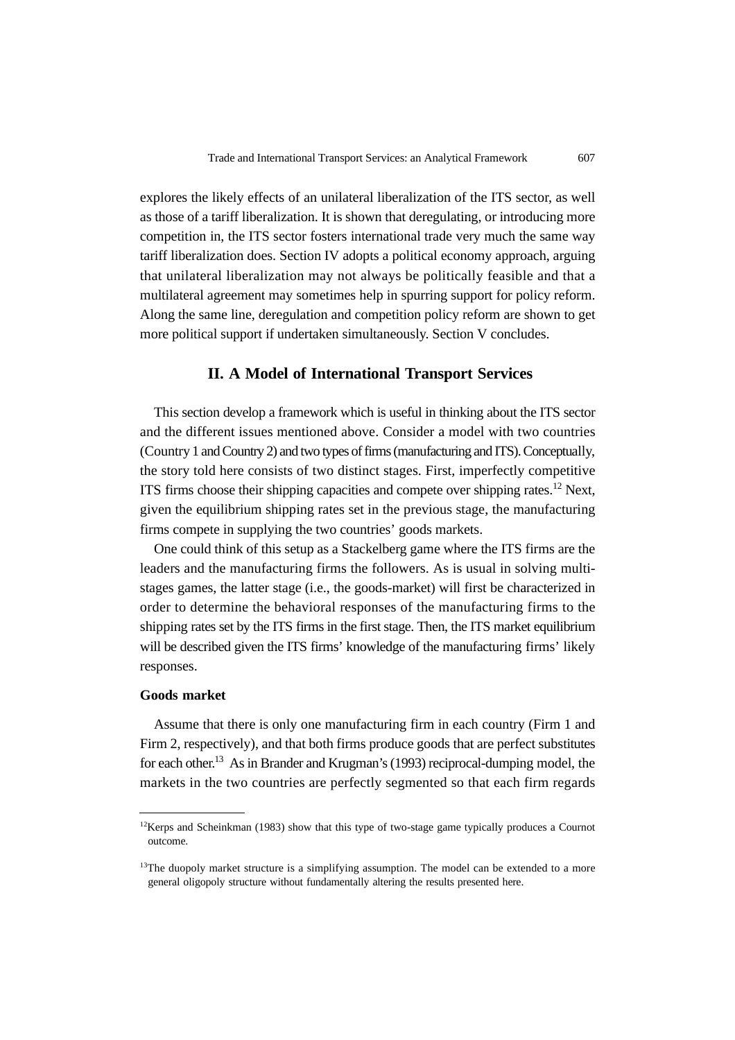explores the likely effects of an unilateral liberalization of the ITS sector, as well as those of a tariff liberalization. It is shown that deregulating, or introducing more competition in, the ITS sector fosters international trade very much the same way tariff liberalization does. Section IV adopts a political economy approach, arguing that unilateral liberalization may not always be politically feasible and that a multilateral agreement may sometimes help in spurring support for policy reform. Along the same line, deregulation and competition policy reform are shown to get more political support if undertaken simultaneously. Section V concludes.

## II. A Model of International Transport Services

This section develop a framework which is useful in thinking about the ITS sector and the different issues mentioned above. Consider a model with two countries (Country 1 and Country 2) and two types of firms (manufacturing and ITS). Conceptually, the story told here consists of two distinct stages. First, imperfectly competitive ITS firms choose their shipping capacities and compete over shipping rates.[12] Next, given the equilibrium shipping rates set in the previous stage, the manufacturing firms compete in supplying the two countries' goods markets.

One could think of this setup as a Stackelberg game where the ITS firms are the leaders and the manufacturing firms the followers. As is usual in solving multi-stages games, the latter stage (i.e., the goods-market) will first be characterized in order to determine the behavioral responses of the manufacturing firms to the shipping rates set by the ITS firms in the first stage. Then, the ITS market equilibrium will be described given the ITS firms' knowledge of the manufacturing firms' likely responses.

### Goods market

Assume that there is only one manufacturing firm in each country (Firm 1 and Firm 2, respectively), and that both firms produce goods that are perfect substitutes for each other.[13] As in Brander and Krugman's (1993) reciprocal-dumping model, the markets in the two countries are perfectly segmented so that each firm regards

---

[12] Kerps and Scheinkman (1983) show that this type of two-stage game typically produces a Cournot outcome.

[13] The duopoly market structure is a simplifying assumption. The model can be extended to a more general oligopoly structure without fundamentally altering the results presented here.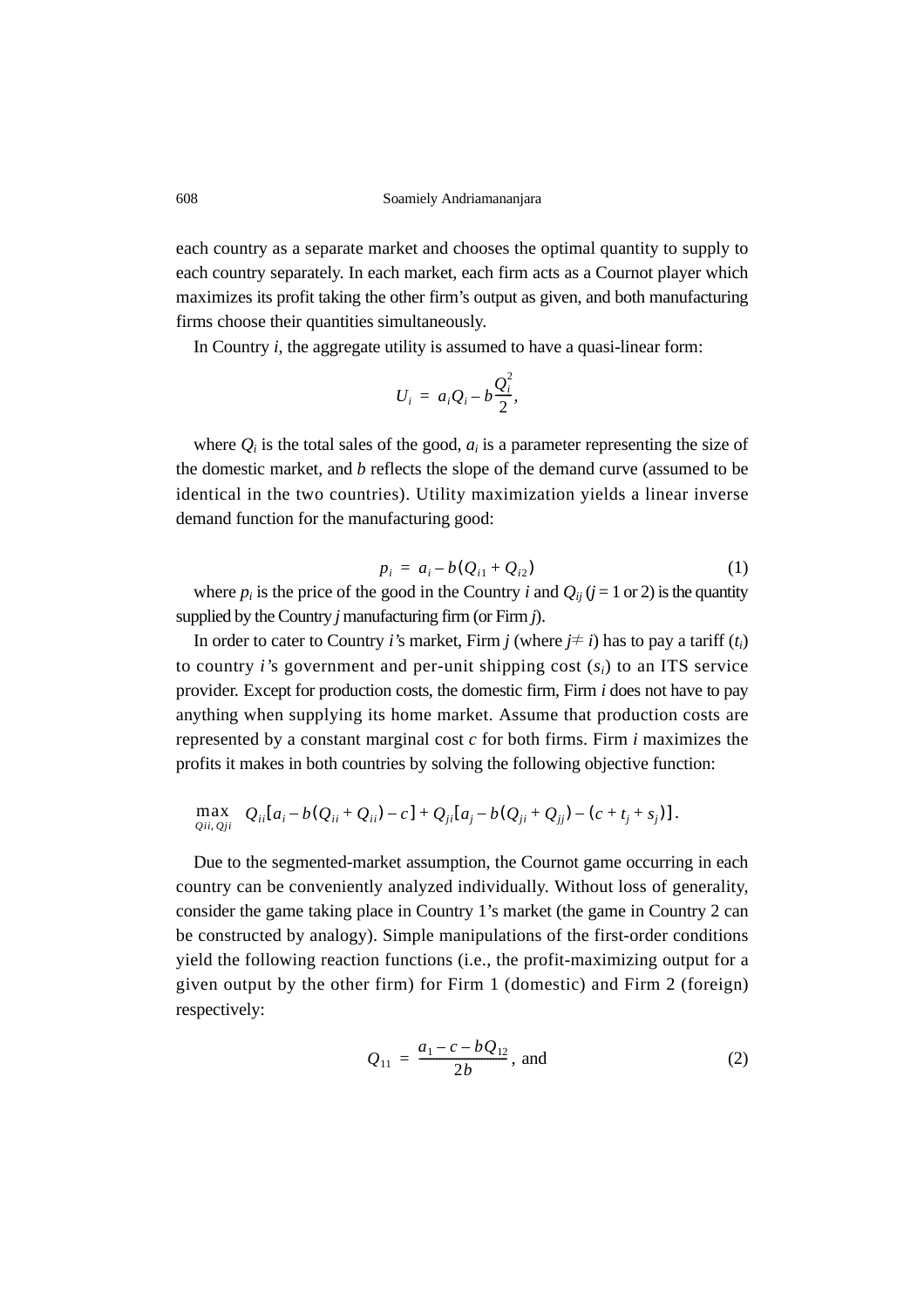each country as a separate market and chooses the optimal quantity to supply to each country separately. In each market, each firm acts as a Cournot player which maximizes its profit taking the other firm's output as given, and both manufacturing firms choose their quantities simultaneously.

In Country $i$, the aggregate utility is assumed to have a quasi-linear form:

$$U_i = a_i Q_i - b\frac{Q_i^2}{2},$$

where $Q_i$ is the total sales of the good, $a_i$ is a parameter representing the size of the domestic market, and $b$ reflects the slope of the demand curve (assumed to be identical in the two countries). Utility maximization yields a linear inverse demand function for the manufacturing good:

$$p_i = a_i - b(Q_{i1} + Q_{i2}) \tag{1}$$

where $p_i$ is the price of the good in the Country $i$ and $Q_{ij}$ ($j = 1$ or 2) is the quantity supplied by the Country $j$ manufacturing firm (or Firm $j$).

In order to cater to Country $i$'s market, Firm $j$ (where $j \neq i$) has to pay a tariff ($t_i$) to country $i$'s government and per-unit shipping cost ($s_i$) to an ITS service provider. Except for production costs, the domestic firm, Firm $i$ does not have to pay anything when supplying its home market. Assume that production costs are represented by a constant marginal cost $c$ for both firms. Firm $i$ maximizes the profits it makes in both countries by solving the following objective function:

$$\max_{Qii,\,Qji} \; Q_{ii}[a_i - b(Q_{ii} + Q_{ii}) - c] + Q_{ji}[a_j - b(Q_{ji} + Q_{jj}) - (c + t_j + s_j)].$$

Due to the segmented-market assumption, the Cournot game occurring in each country can be conveniently analyzed individually. Without loss of generality, consider the game taking place in Country 1's market (the game in Country 2 can be constructed by analogy). Simple manipulations of the first-order conditions yield the following reaction functions (i.e., the profit-maximizing output for a given output by the other firm) for Firm 1 (domestic) and Firm 2 (foreign) respectively:

$$Q_{11} = \frac{a_1 - c - bQ_{12}}{2b}, \text{ and} \tag{2}$$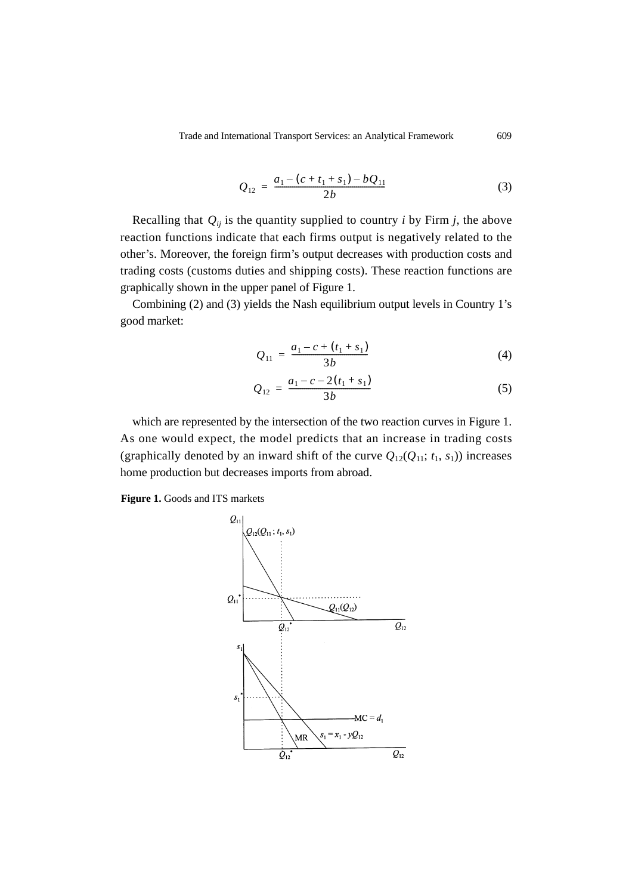$$Q_{12} = \frac{a_1 - (c + t_1 + s_1) - bQ_{11}}{2b} \tag{3}$$

Recalling that $Q_{ij}$ is the quantity supplied to country *i* by Firm *j*, the above reaction functions indicate that each firms output is negatively related to the other's. Moreover, the foreign firm's output decreases with production costs and trading costs (customs duties and shipping costs). These reaction functions are graphically shown in the upper panel of Figure 1.

Combining (2) and (3) yields the Nash equilibrium output levels in Country 1's good market:

$$Q_{11} = \frac{a_1 - c + (t_1 + s_1)}{3b} \tag{4}$$

$$Q_{12} = \frac{a_1 - c - 2(t_1 + s_1)}{3b} \tag{5}$$

which are represented by the intersection of the two reaction curves in Figure 1. As one would expect, the model predicts that an increase in trading costs (graphically denoted by an inward shift of the curve $Q_{12}(Q_{11}; t_1, s_1)$) increases home production but decreases imports from abroad.

**Figure 1.** Goods and ITS markets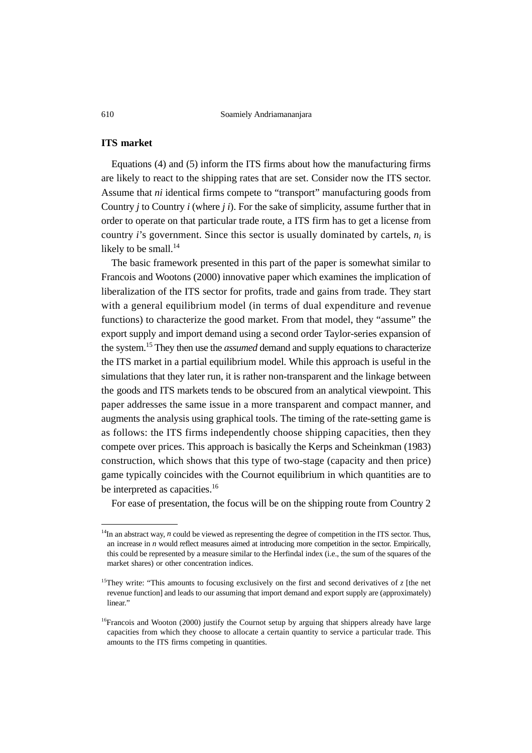### ITS market

Equations (4) and (5) inform the ITS firms about how the manufacturing firms are likely to react to the shipping rates that are set. Consider now the ITS sector. Assume that *ni* identical firms compete to "transport" manufacturing goods from Country *j* to Country *i* (where *j i*). For the sake of simplicity, assume further that in order to operate on that particular trade route, a ITS firm has to get a license from country *i*'s government. Since this sector is usually dominated by cartels, $n_i$ is likely to be small.[14]

The basic framework presented in this part of the paper is somewhat similar to Francois and Wootons (2000) innovative paper which examines the implication of liberalization of the ITS sector for profits, trade and gains from trade. They start with a general equilibrium model (in terms of dual expenditure and revenue functions) to characterize the good market. From that model, they "assume" the export supply and import demand using a second order Taylor-series expansion of the system.[15] They then use the *assumed* demand and supply equations to characterize the ITS market in a partial equilibrium model. While this approach is useful in the simulations that they later run, it is rather non-transparent and the linkage between the goods and ITS markets tends to be obscured from an analytical viewpoint. This paper addresses the same issue in a more transparent and compact manner, and augments the analysis using graphical tools. The timing of the rate-setting game is as follows: the ITS firms independently choose shipping capacities, then they compete over prices. This approach is basically the Kerps and Scheinkman (1983) construction, which shows that this type of two-stage (capacity and then price) game typically coincides with the Cournot equilibrium in which quantities are to be interpreted as capacities.[16]

For ease of presentation, the focus will be on the shipping route from Country 2

---

[14] In an abstract way, *n* could be viewed as representing the degree of competition in the ITS sector. Thus, an increase in *n* would reflect measures aimed at introducing more competition in the sector. Empirically, this could be represented by a measure similar to the Herfindal index (i.e., the sum of the squares of the market shares) or other concentration indices.

[15] They write: "This amounts to focusing exclusively on the first and second derivatives of *z* [the net revenue function] and leads to our assuming that import demand and export supply are (approximately) linear."

[16] Francois and Wooton (2000) justify the Cournot setup by arguing that shippers already have large capacities from which they choose to allocate a certain quantity to service a particular trade. This amounts to the ITS firms competing in quantities.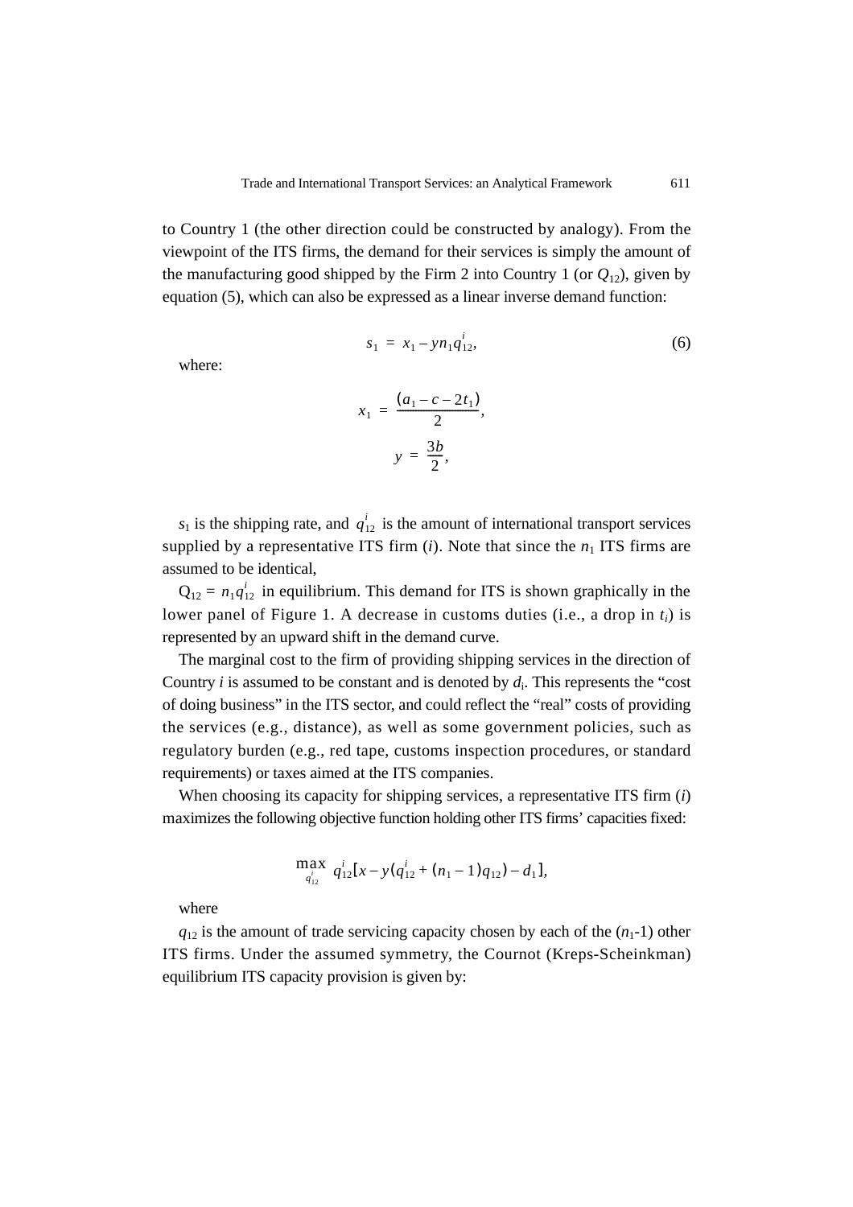to Country 1 (the other direction could be constructed by analogy). From the viewpoint of the ITS firms, the demand for their services is simply the amount of the manufacturing good shipped by the Firm 2 into Country 1 (or $Q_{12}$), given by equation (5), which can also be expressed as a linear inverse demand function:

$$s_1 = x_1 - yn_1 q_{12}^i, \tag{6}$$

where:

$$x_1 = \frac{(a_1 - c - 2t_1)}{2},$$

$$y = \frac{3b}{2},$$

$s_1$ is the shipping rate, and $q_{12}^i$ is the amount of international transport services supplied by a representative ITS firm ($i$). Note that since the $n_1$ ITS firms are assumed to be identical,

$Q_{12} = n_1 q_{12}^i$ in equilibrium. This demand for ITS is shown graphically in the lower panel of Figure 1. A decrease in customs duties (i.e., a drop in $t_i$) is represented by an upward shift in the demand curve.

The marginal cost to the firm of providing shipping services in the direction of Country $i$ is assumed to be constant and is denoted by $d_i$. This represents the "cost of doing business" in the ITS sector, and could reflect the "real" costs of providing the services (e.g., distance), as well as some government policies, such as regulatory burden (e.g., red tape, customs inspection procedures, or standard requirements) or taxes aimed at the ITS companies.

When choosing its capacity for shipping services, a representative ITS firm ($i$) maximizes the following objective function holding other ITS firms' capacities fixed:

$$\max_{q_{12}^i} \; q_{12}^i[x - y(q_{12}^i + (n_1 - 1)q_{12}) - d_1],$$

where

$q_{12}$ is the amount of trade servicing capacity chosen by each of the ($n_1$-1) other ITS firms. Under the assumed symmetry, the Cournot (Kreps-Scheinkman) equilibrium ITS capacity provision is given by: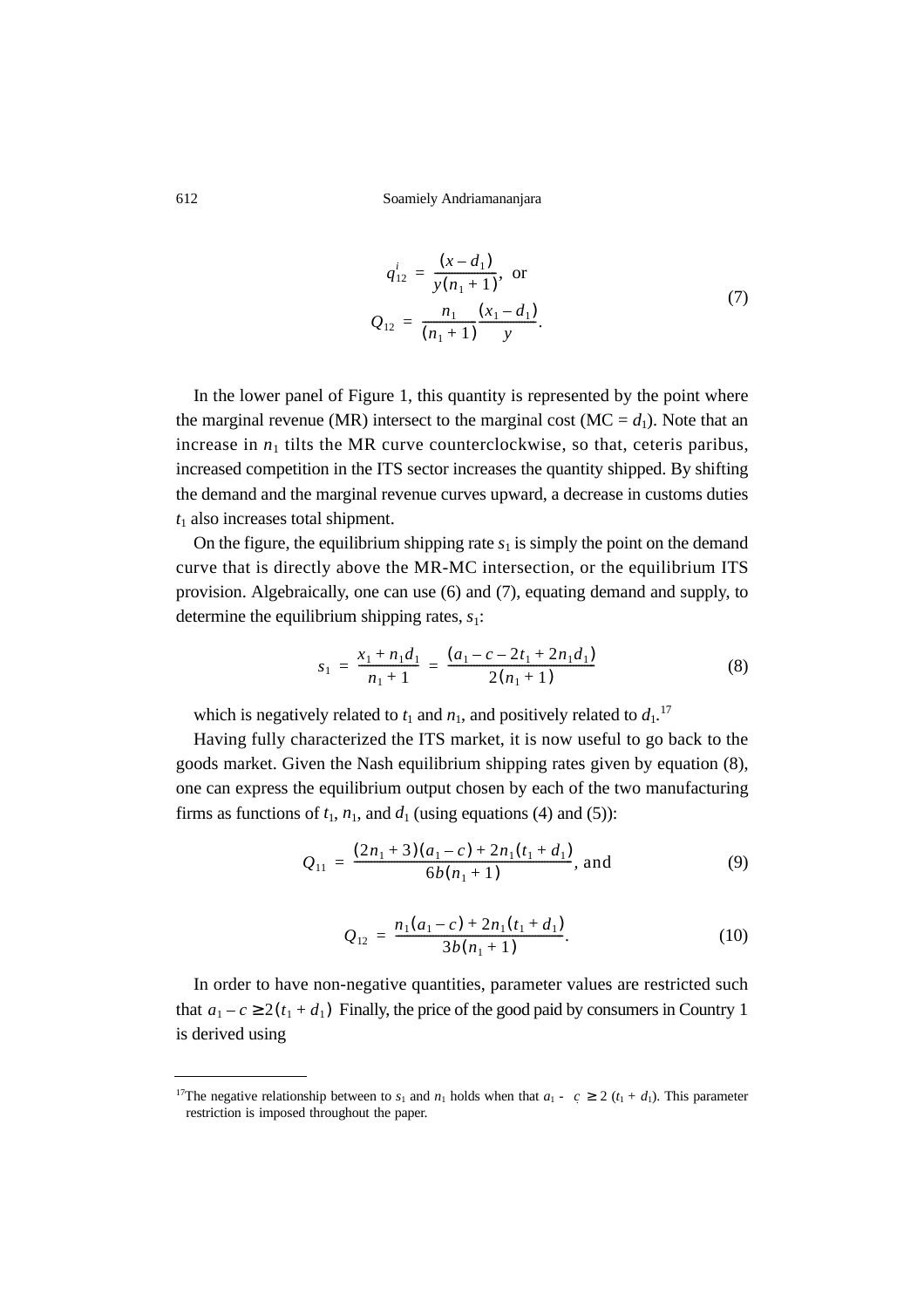$$q_{12}^{i} = \frac{(x - d_1)}{y(n_1 + 1)}, \text{ or}$$

$$Q_{12} = \frac{n_1}{(n_1 + 1)} \frac{(x_1 - d_1)}{y}. \tag{7}$$

In the lower panel of Figure 1, this quantity is represented by the point where the marginal revenue (MR) intersect to the marginal cost (MC = $d_1$). Note that an increase in $n_1$ tilts the MR curve counterclockwise, so that, ceteris paribus, increased competition in the ITS sector increases the quantity shipped. By shifting the demand and the marginal revenue curves upward, a decrease in customs duties $t_1$ also increases total shipment.

On the figure, the equilibrium shipping rate $s_1$ is simply the point on the demand curve that is directly above the MR-MC intersection, or the equilibrium ITS provision. Algebraically, one can use (6) and (7), equating demand and supply, to determine the equilibrium shipping rates, $s_1$:

$$s_1 = \frac{x_1 + n_1 d_1}{n_1 + 1} = \frac{(a_1 - c - 2t_1 + 2n_1 d_1)}{2(n_1 + 1)} \tag{8}$$

which is negatively related to $t_1$ and $n_1$, and positively related to $d_1$.[17]

Having fully characterized the ITS market, it is now useful to go back to the goods market. Given the Nash equilibrium shipping rates given by equation (8), one can express the equilibrium output chosen by each of the two manufacturing firms as functions of $t_1$, $n_1$, and $d_1$ (using equations (4) and (5)):

$$Q_{11} = \frac{(2n_1 + 3)(a_1 - c) + 2n_1(t_1 + d_1)}{6b(n_1 + 1)}, \text{ and} \tag{9}$$

$$Q_{12} = \frac{n_1(a_1 - c) + 2n_1(t_1 + d_1)}{3b(n_1 + 1)}. \tag{10}$$

In order to have non-negative quantities, parameter values are restricted such that $a_1 - c \geq 2(t_1 + d_1)$ Finally, the price of the good paid by consumers in Country 1 is derived using

---

[17] The negative relationship between to $s_1$ and $n_1$ holds when that $a_1 - c \geq 2(t_1 + d_1)$. This parameter restriction is imposed throughout the paper.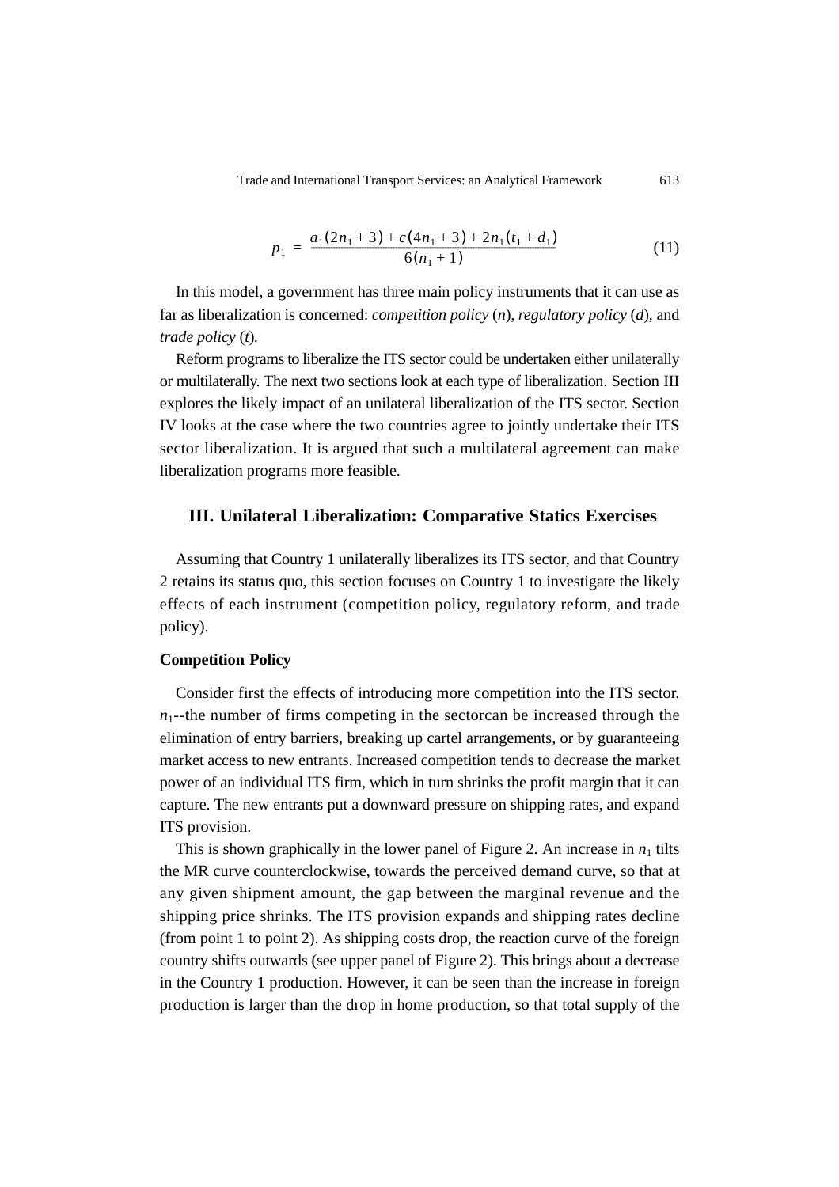$$p_1 = \frac{a_1(2n_1 + 3) + c(4n_1 + 3) + 2n_1(t_1 + d_1)}{6(n_1 + 1)} \tag{11}$$

In this model, a government has three main policy instruments that it can use as far as liberalization is concerned: *competition policy* ($n$), *regulatory policy* ($d$), and *trade policy* ($t$).

Reform programs to liberalize the ITS sector could be undertaken either unilaterally or multilaterally. The next two sections look at each type of liberalization. Section III explores the likely impact of an unilateral liberalization of the ITS sector. Section IV looks at the case where the two countries agree to jointly undertake their ITS sector liberalization. It is argued that such a multilateral agreement can make liberalization programs more feasible.

## III. Unilateral Liberalization: Comparative Statics Exercises

Assuming that Country 1 unilaterally liberalizes its ITS sector, and that Country 2 retains its status quo, this section focuses on Country 1 to investigate the likely effects of each instrument (competition policy, regulatory reform, and trade policy).

### Competition Policy

Consider first the effects of introducing more competition into the ITS sector. $n_1$--the number of firms competing in the sectorcan be increased through the elimination of entry barriers, breaking up cartel arrangements, or by guaranteeing market access to new entrants. Increased competition tends to decrease the market power of an individual ITS firm, which in turn shrinks the profit margin that it can capture. The new entrants put a downward pressure on shipping rates, and expand ITS provision.

This is shown graphically in the lower panel of Figure 2. An increase in $n_1$ tilts the MR curve counterclockwise, towards the perceived demand curve, so that at any given shipment amount, the gap between the marginal revenue and the shipping price shrinks. The ITS provision expands and shipping rates decline (from point 1 to point 2). As shipping costs drop, the reaction curve of the foreign country shifts outwards (see upper panel of Figure 2). This brings about a decrease in the Country 1 production. However, it can be seen than the increase in foreign production is larger than the drop in home production, so that total supply of the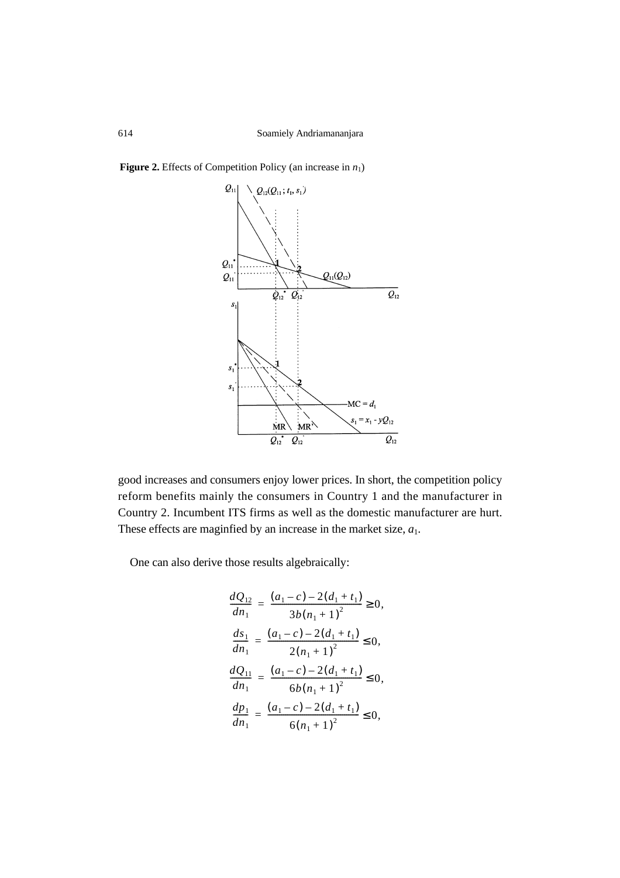**Figure 2.** Effects of Competition Policy (an increase in $n_1$)

good increases and consumers enjoy lower prices. In short, the competition policy reform benefits mainly the consumers in Country 1 and the manufacturer in Country 2. Incumbent ITS firms as well as the domestic manufacturer are hurt. These effects are maginfied by an increase in the market size, $a_1$.

One can also derive those results algebraically:

$$\frac{dQ_{12}}{dn_1} = \frac{(a_1 - c) - 2(d_1 + t_1)}{3b(n_1 + 1)^2} \geq 0,$$

$$\frac{ds_1}{dn_1} = \frac{(a_1 - c) - 2(d_1 + t_1)}{2(n_1 + 1)^2} \leq 0,$$

$$\frac{dQ_{11}}{dn_1} = \frac{(a_1 - c) - 2(d_1 + t_1)}{6b(n_1 + 1)^2} \leq 0,$$

$$\frac{dp_1}{dn_1} = \frac{(a_1 - c) - 2(d_1 + t_1)}{6(n_1 + 1)^2} \leq 0,$$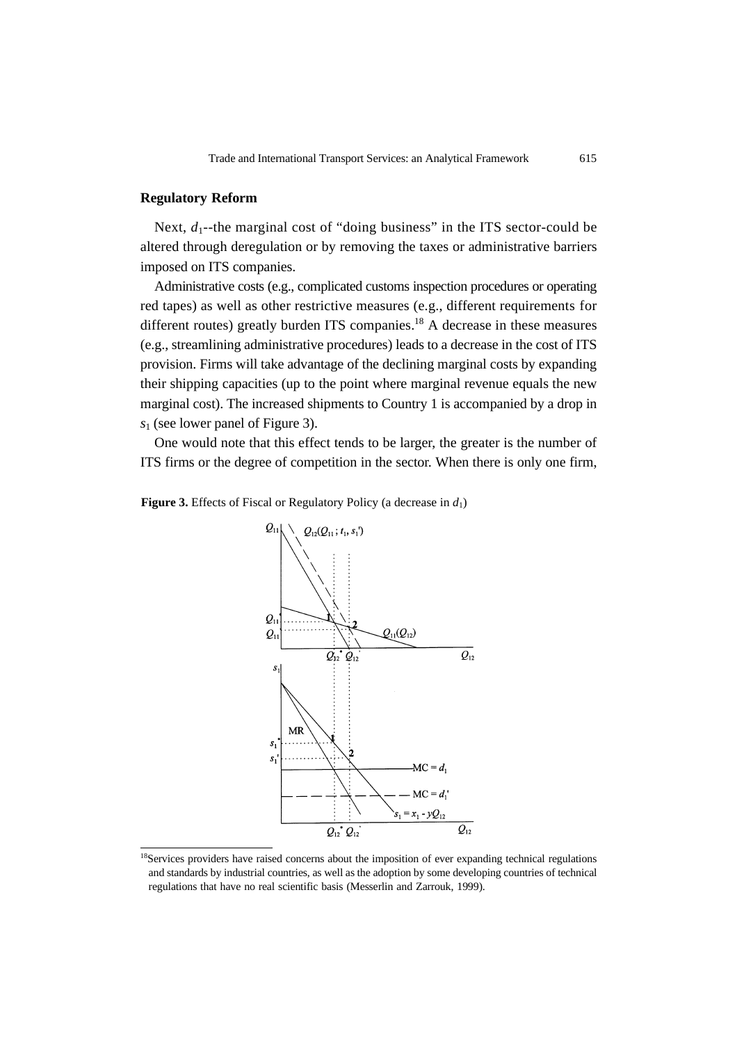## Regulatory Reform

Next, $d_1$--the marginal cost of "doing business" in the ITS sector-could be altered through deregulation or by removing the taxes or administrative barriers imposed on ITS companies.

Administrative costs (e.g., complicated customs inspection procedures or operating red tapes) as well as other restrictive measures (e.g., different requirements for different routes) greatly burden ITS companies.[18] A decrease in these measures (e.g., streamlining administrative procedures) leads to a decrease in the cost of ITS provision. Firms will take advantage of the declining marginal costs by expanding their shipping capacities (up to the point where marginal revenue equals the new marginal cost). The increased shipments to Country 1 is accompanied by a drop in $s_1$ (see lower panel of Figure 3).

One would note that this effect tends to be larger, the greater is the number of ITS firms or the degree of competition in the sector. When there is only one firm,

**Figure 3.** Effects of Fiscal or Regulatory Policy (a decrease in $d_1$)

[18]Services providers have raised concerns about the imposition of ever expanding technical regulations and standards by industrial countries, as well as the adoption by some developing countries of technical regulations that have no real scientific basis (Messerlin and Zarrouk, 1999).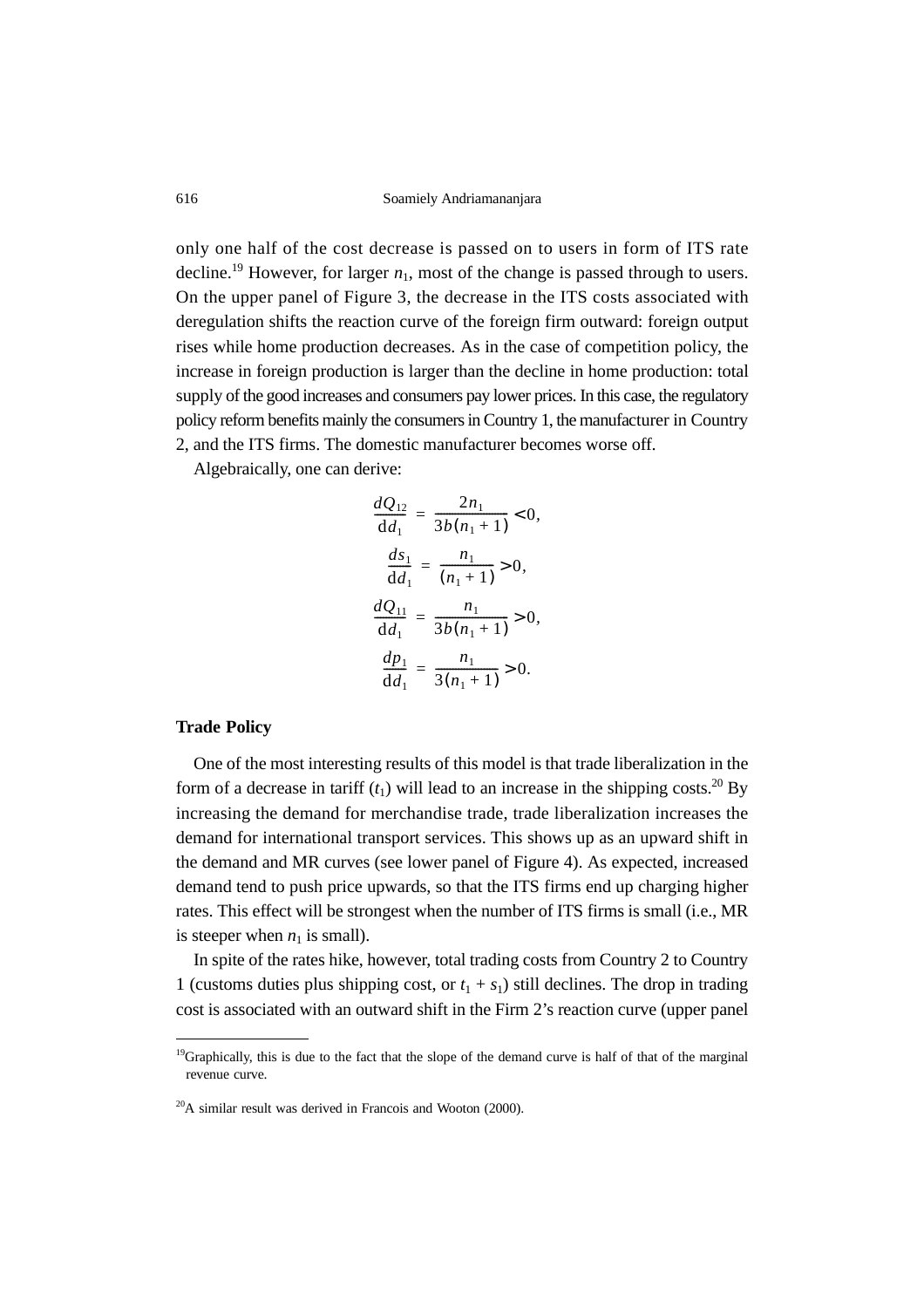only one half of the cost decrease is passed on to users in form of ITS rate decline.[19] However, for larger $n_1$, most of the change is passed through to users. On the upper panel of Figure 3, the decrease in the ITS costs associated with deregulation shifts the reaction curve of the foreign firm outward: foreign output rises while home production decreases. As in the case of competition policy, the increase in foreign production is larger than the decline in home production: total supply of the good increases and consumers pay lower prices. In this case, the regulatory policy reform benefits mainly the consumers in Country 1, the manufacturer in Country 2, and the ITS firms. The domestic manufacturer becomes worse off.

Algebraically, one can derive:

$$\frac{dQ_{12}}{\mathrm{d}d_1} = \frac{2n_1}{3b(n_1+1)} < 0,$$

$$\frac{ds_1}{\mathrm{d}d_1} = \frac{n_1}{(n_1+1)} > 0,$$

$$\frac{dQ_{11}}{\mathrm{d}d_1} = \frac{n_1}{3b(n_1+1)} > 0,$$

$$\frac{dp_1}{\mathrm{d}d_1} = \frac{n_1}{3(n_1+1)} > 0.$$

**Trade Policy**

One of the most interesting results of this model is that trade liberalization in the form of a decrease in tariff ($t_1$) will lead to an increase in the shipping costs.[20] By increasing the demand for merchandise trade, trade liberalization increases the demand for international transport services. This shows up as an upward shift in the demand and MR curves (see lower panel of Figure 4). As expected, increased demand tend to push price upwards, so that the ITS firms end up charging higher rates. This effect will be strongest when the number of ITS firms is small (i.e., MR is steeper when $n_1$ is small).

In spite of the rates hike, however, total trading costs from Country 2 to Country 1 (customs duties plus shipping cost, or $t_1 + s_1$) still declines. The drop in trading cost is associated with an outward shift in the Firm 2's reaction curve (upper panel

---

[19] Graphically, this is due to the fact that the slope of the demand curve is half of that of the marginal revenue curve.

[20] A similar result was derived in Francois and Wooton (2000).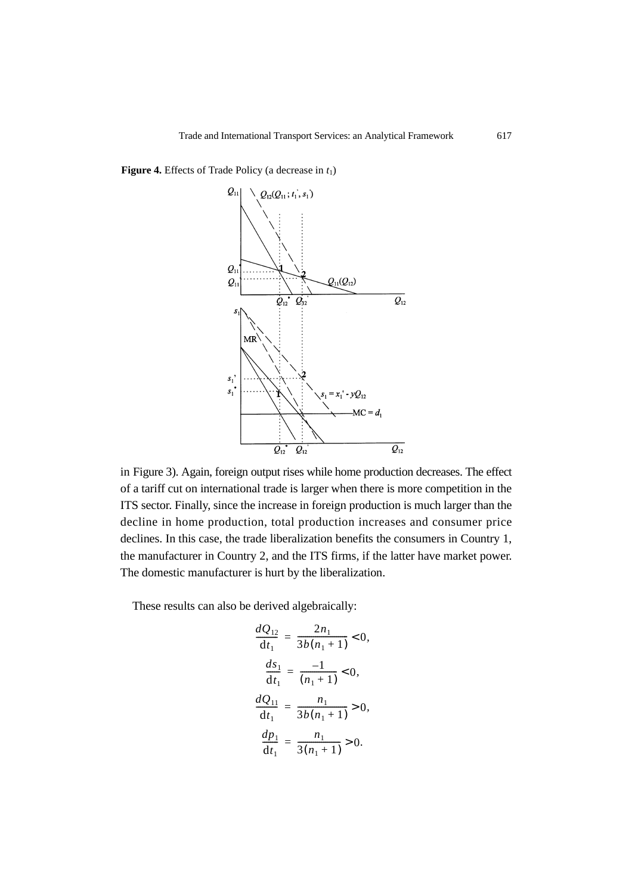**Figure 4.** Effects of Trade Policy (a decrease in $t_1$)

in Figure 3). Again, foreign output rises while home production decreases. The effect of a tariff cut on international trade is larger when there is more competition in the ITS sector. Finally, since the increase in foreign production is much larger than the decline in home production, total production increases and consumer price declines. In this case, the trade liberalization benefits the consumers in Country 1, the manufacturer in Country 2, and the ITS firms, if the latter have market power. The domestic manufacturer is hurt by the liberalization.

These results can also be derived algebraically:

$$\frac{dQ_{12}}{\mathrm{d}t_1} = \frac{2n_1}{3b(n_1+1)} < 0,$$

$$\frac{ds_1}{\mathrm{d}t_1} = \frac{-1}{(n_1+1)} < 0,$$

$$\frac{dQ_{11}}{\mathrm{d}t_1} = \frac{n_1}{3b(n_1+1)} > 0,$$

$$\frac{dp_1}{\mathrm{d}t_1} = \frac{n_1}{3(n_1+1)} > 0.$$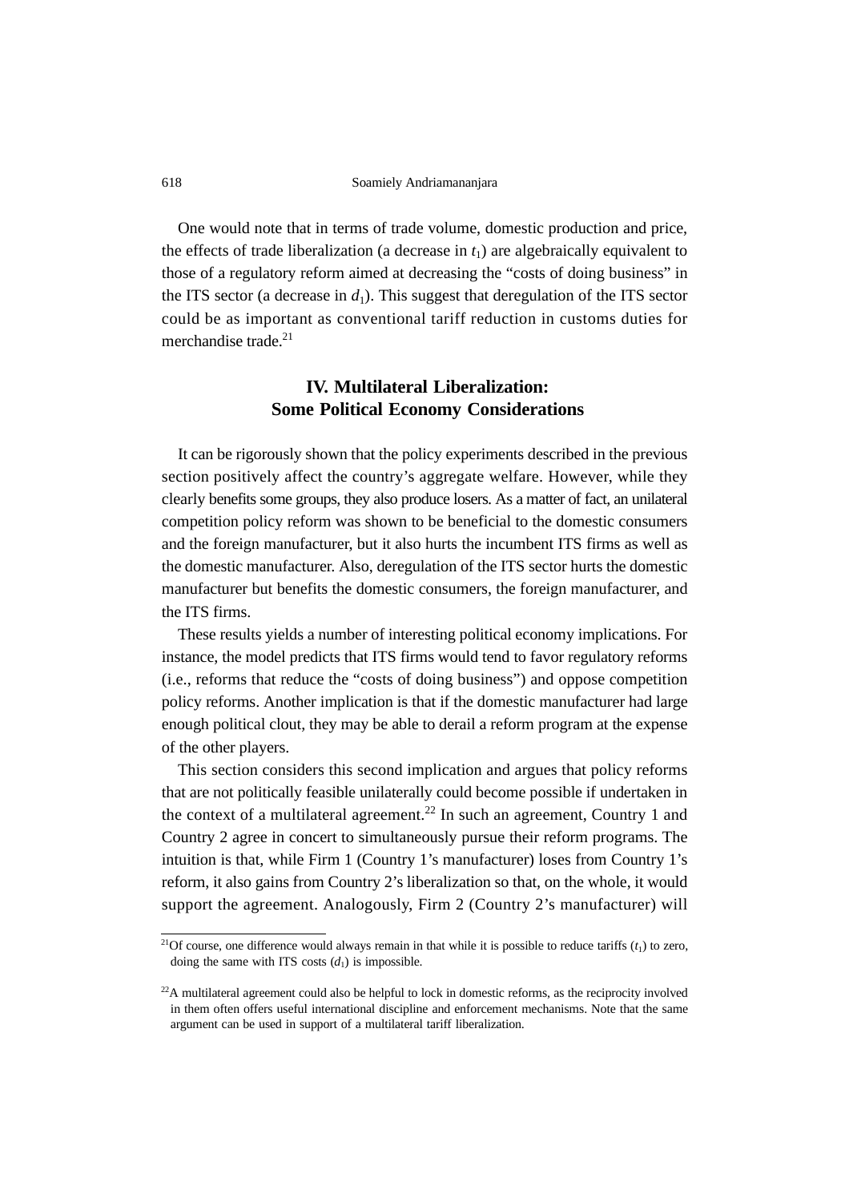One would note that in terms of trade volume, domestic production and price, the effects of trade liberalization (a decrease in $t_1$) are algebraically equivalent to those of a regulatory reform aimed at decreasing the "costs of doing business" in the ITS sector (a decrease in $d_1$). This suggest that deregulation of the ITS sector could be as important as conventional tariff reduction in customs duties for merchandise trade.[21]

## IV. Multilateral Liberalization: Some Political Economy Considerations

It can be rigorously shown that the policy experiments described in the previous section positively affect the country's aggregate welfare. However, while they clearly benefits some groups, they also produce losers. As a matter of fact, an unilateral competition policy reform was shown to be beneficial to the domestic consumers and the foreign manufacturer, but it also hurts the incumbent ITS firms as well as the domestic manufacturer. Also, deregulation of the ITS sector hurts the domestic manufacturer but benefits the domestic consumers, the foreign manufacturer, and the ITS firms.

These results yields a number of interesting political economy implications. For instance, the model predicts that ITS firms would tend to favor regulatory reforms (i.e., reforms that reduce the "costs of doing business") and oppose competition policy reforms. Another implication is that if the domestic manufacturer had large enough political clout, they may be able to derail a reform program at the expense of the other players.

This section considers this second implication and argues that policy reforms that are not politically feasible unilaterally could become possible if undertaken in the context of a multilateral agreement.[22] In such an agreement, Country 1 and Country 2 agree in concert to simultaneously pursue their reform programs. The intuition is that, while Firm 1 (Country 1's manufacturer) loses from Country 1's reform, it also gains from Country 2's liberalization so that, on the whole, it would support the agreement. Analogously, Firm 2 (Country 2's manufacturer) will

[21]Of course, one difference would always remain in that while it is possible to reduce tariffs ($t_1$) to zero, doing the same with ITS costs ($d_1$) is impossible.

[22]A multilateral agreement could also be helpful to lock in domestic reforms, as the reciprocity involved in them often offers useful international discipline and enforcement mechanisms. Note that the same argument can be used in support of a multilateral tariff liberalization.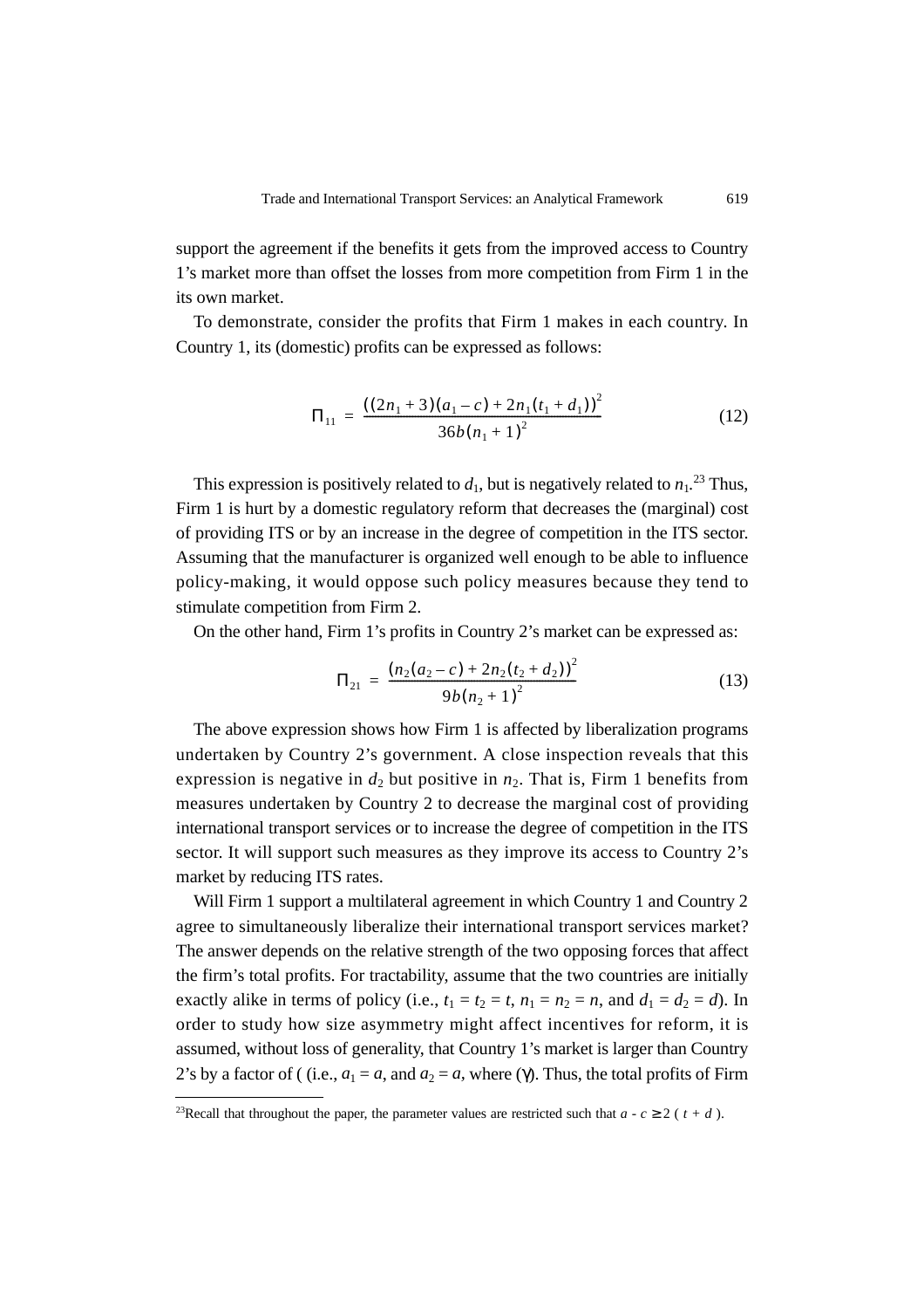support the agreement if the benefits it gets from the improved access to Country 1's market more than offset the losses from more competition from Firm 1 in the its own market.

To demonstrate, consider the profits that Firm 1 makes in each country. In Country 1, its (domestic) profits can be expressed as follows:

$$\Pi_{11} = \frac{((2n_1 + 3)(a_1 - c) + 2n_1(t_1 + d_1))^2}{36b(n_1 + 1)^2} \tag{12}$$

This expression is positively related to $d_1$, but is negatively related to $n_1$.[23] Thus, Firm 1 is hurt by a domestic regulatory reform that decreases the (marginal) cost of providing ITS or by an increase in the degree of competition in the ITS sector. Assuming that the manufacturer is organized well enough to be able to influence policy-making, it would oppose such policy measures because they tend to stimulate competition from Firm 2.

On the other hand, Firm 1's profits in Country 2's market can be expressed as:

$$\Pi_{21} = \frac{(n_2(a_2 - c) + 2n_2(t_2 + d_2))^2}{9b(n_2 + 1)^2} \tag{13}$$

The above expression shows how Firm 1 is affected by liberalization programs undertaken by Country 2's government. A close inspection reveals that this expression is negative in $d_2$ but positive in $n_2$. That is, Firm 1 benefits from measures undertaken by Country 2 to decrease the marginal cost of providing international transport services or to increase the degree of competition in the ITS sector. It will support such measures as they improve its access to Country 2's market by reducing ITS rates.

Will Firm 1 support a multilateral agreement in which Country 1 and Country 2 agree to simultaneously liberalize their international transport services market? The answer depends on the relative strength of the two opposing forces that affect the firm's total profits. For tractability, assume that the two countries are initially exactly alike in terms of policy (i.e., $t_1 = t_2 = t$, $n_1 = n_2 = n$, and $d_1 = d_2 = d$). In order to study how size asymmetry might affect incentives for reform, it is assumed, without loss of generality, that Country 1's market is larger than Country 2's by a factor of ( (i.e., $a_1 = a$, and $a_2 = a$, where (γ). Thus, the total profits of Firm

---

[23]Recall that throughout the paper, the parameter values are restricted such that $a - c \geq 2(t + d)$.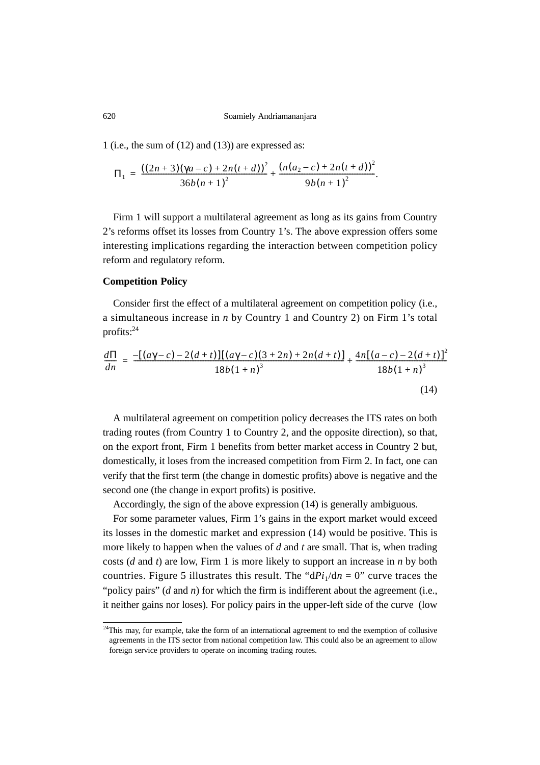1 (i.e., the sum of (12) and (13)) are expressed as:

$$\Pi_1 = \frac{((2n+3)(\gamma a - c) + 2n(t+d))^2}{36b(n+1)^2} + \frac{(n(a_2 - c) + 2n(t+d))^2}{9b(n+1)^2}.$$

Firm 1 will support a multilateral agreement as long as its gains from Country 2's reforms offset its losses from Country 1's. The above expression offers some interesting implications regarding the interaction between competition policy reform and regulatory reform.

**Competition Policy**

Consider first the effect of a multilateral agreement on competition policy (i.e., a simultaneous increase in $n$ by Country 1 and Country 2) on Firm 1's total profits:[24]

$$\frac{d\Pi}{dn} = \frac{-[(a\gamma - c) - 2(d+t)][(a\gamma - c)(3+2n) + 2n(d+t)]}{18b(1+n)^3} + \frac{4n[(a-c) - 2(d+t)]^2}{18b(1+n)^3} \tag{14}$$

A multilateral agreement on competition policy decreases the ITS rates on both trading routes (from Country 1 to Country 2, and the opposite direction), so that, on the export front, Firm 1 benefits from better market access in Country 2 but, domestically, it loses from the increased competition from Firm 2. In fact, one can verify that the first term (the change in domestic profits) above is negative and the second one (the change in export profits) is positive.

Accordingly, the sign of the above expression (14) is generally ambiguous.

For some parameter values, Firm 1's gains in the export market would exceed its losses in the domestic market and expression (14) would be positive. This is more likely to happen when the values of $d$ and $t$ are small. That is, when trading costs ($d$ and $t$) are low, Firm 1 is more likely to support an increase in $n$ by both countries. Figure 5 illustrates this result. The "$dPi_1/dn = 0$" curve traces the "policy pairs" ($d$ and $n$) for which the firm is indifferent about the agreement (i.e., it neither gains nor loses). For policy pairs in the upper-left side of the curve (low

[24] This may, for example, take the form of an international agreement to end the exemption of collusive agreements in the ITS sector from national competition law. This could also be an agreement to allow foreign service providers to operate on incoming trading routes.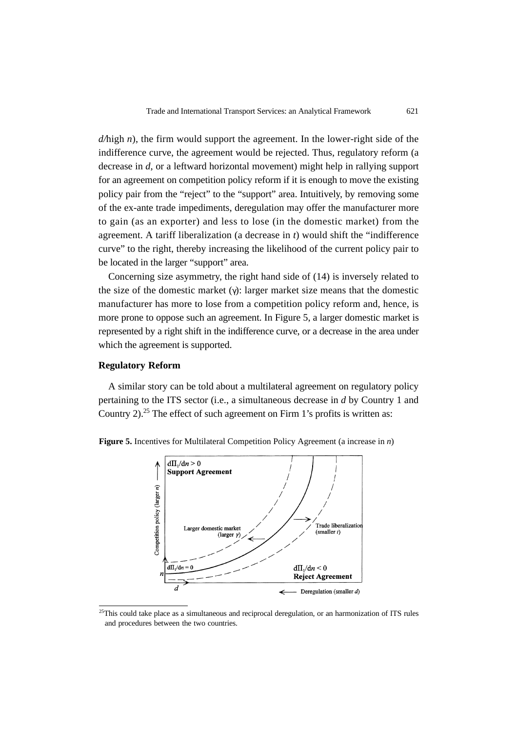$d$/high $n$), the firm would support the agreement. In the lower-right side of the indifference curve, the agreement would be rejected. Thus, regulatory reform (a decrease in $d$, or a leftward horizontal movement) might help in rallying support for an agreement on competition policy reform if it is enough to move the existing policy pair from the "reject" to the "support" area. Intuitively, by removing some of the ex-ante trade impediments, deregulation may offer the manufacturer more to gain (as an exporter) and less to lose (in the domestic market) from the agreement. A tariff liberalization (a decrease in $t$) would shift the "indifference curve" to the right, thereby increasing the likelihood of the current policy pair to be located in the larger "support" area.

Concerning size asymmetry, the right hand side of (14) is inversely related to the size of the domestic market ($\gamma$): larger market size means that the domestic manufacturer has more to lose from a competition policy reform and, hence, is more prone to oppose such an agreement. In Figure 5, a larger domestic market is represented by a right shift in the indifference curve, or a decrease in the area under which the agreement is supported.

### Regulatory Reform

A similar story can be told about a multilateral agreement on regulatory policy pertaining to the ITS sector (i.e., a simultaneous decrease in $d$ by Country 1 and Country 2).[25] The effect of such agreement on Firm 1's profits is written as:

**Figure 5.** Incentives for Multilateral Competition Policy Agreement (a increase in $n$)

[25] This could take place as a simultaneous and reciprocal deregulation, or an harmonization of ITS rules and procedures between the two countries.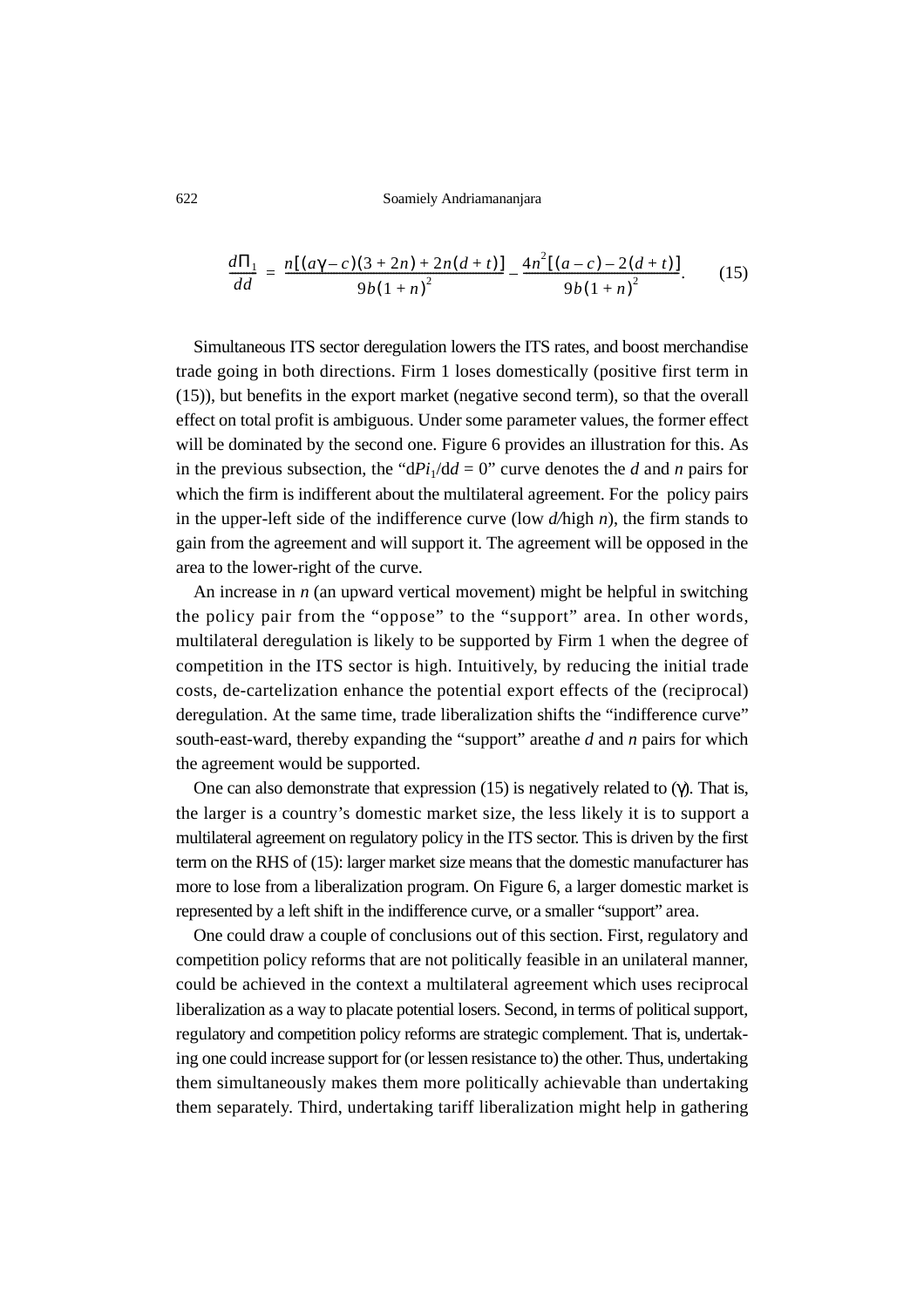$$\frac{d\Pi_1}{dd} = \frac{n[(a\gamma - c)(3 + 2n) + 2n(d + t)]}{9b(1 + n)^2} - \frac{4n^2[(a - c) - 2(d + t)]}{9b(1 + n)^2}. \tag{15}$$

Simultaneous ITS sector deregulation lowers the ITS rates, and boost merchandise trade going in both directions. Firm 1 loses domestically (positive first term in (15)), but benefits in the export market (negative second term), so that the overall effect on total profit is ambiguous. Under some parameter values, the former effect will be dominated by the second one. Figure 6 provides an illustration for this. As in the previous subsection, the "$dPi_1/dd = 0$" curve denotes the *d* and *n* pairs for which the firm is indifferent about the multilateral agreement. For the policy pairs in the upper-left side of the indifference curve (low *d*/high *n*), the firm stands to gain from the agreement and will support it. The agreement will be opposed in the area to the lower-right of the curve.

An increase in *n* (an upward vertical movement) might be helpful in switching the policy pair from the "oppose" to the "support" area. In other words, multilateral deregulation is likely to be supported by Firm 1 when the degree of competition in the ITS sector is high. Intuitively, by reducing the initial trade costs, de-cartelization enhance the potential export effects of the (reciprocal) deregulation. At the same time, trade liberalization shifts the "indifference curve" south-east-ward, thereby expanding the "support" areathe *d* and *n* pairs for which the agreement would be supported.

One can also demonstrate that expression (15) is negatively related to ($\gamma$). That is, the larger is a country's domestic market size, the less likely it is to support a multilateral agreement on regulatory policy in the ITS sector. This is driven by the first term on the RHS of (15): larger market size means that the domestic manufacturer has more to lose from a liberalization program. On Figure 6, a larger domestic market is represented by a left shift in the indifference curve, or a smaller "support" area.

One could draw a couple of conclusions out of this section. First, regulatory and competition policy reforms that are not politically feasible in an unilateral manner, could be achieved in the context a multilateral agreement which uses reciprocal liberalization as a way to placate potential losers. Second, in terms of political support, regulatory and competition policy reforms are strategic complement. That is, undertaking one could increase support for (or lessen resistance to) the other. Thus, undertaking them simultaneously makes them more politically achievable than undertaking them separately. Third, undertaking tariff liberalization might help in gathering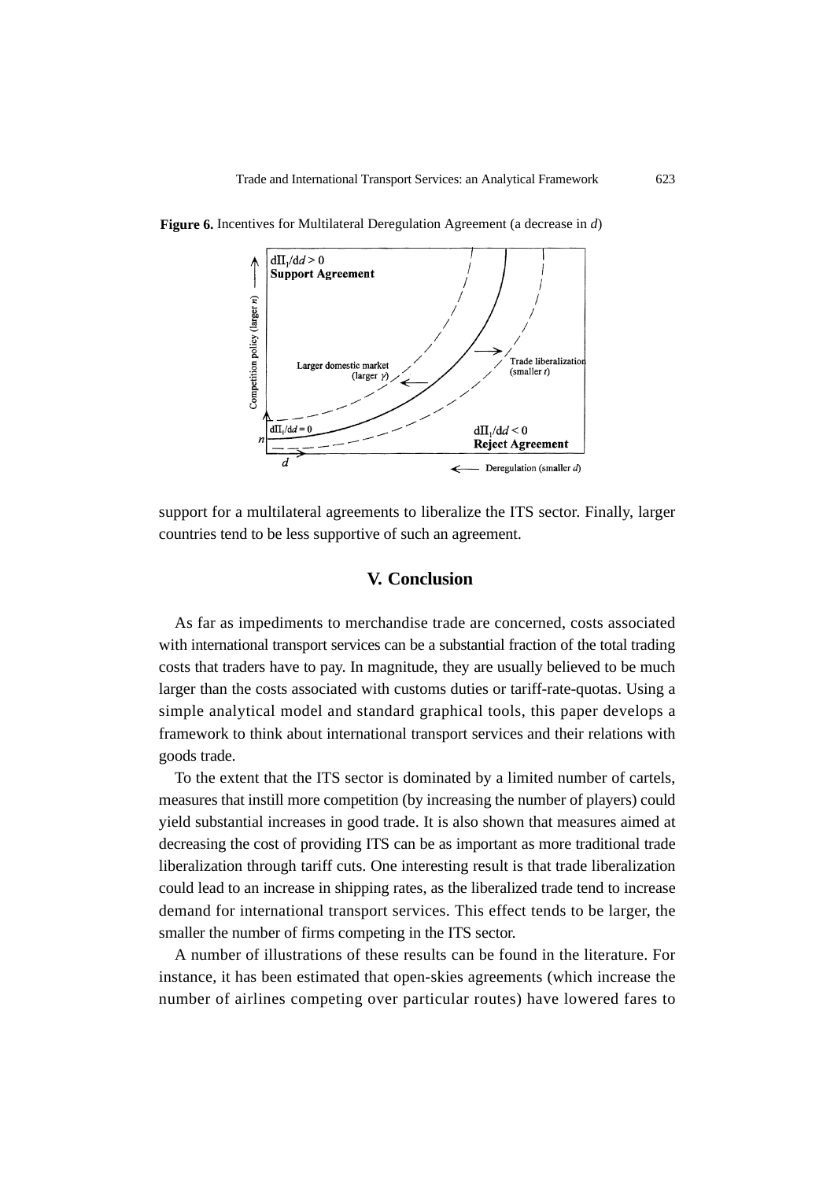**Figure 6.** Incentives for Multilateral Deregulation Agreement (a decrease in $d$)

support for a multilateral agreements to liberalize the ITS sector. Finally, larger countries tend to be less supportive of such an agreement.

## V. Conclusion

As far as impediments to merchandise trade are concerned, costs associated with international transport services can be a substantial fraction of the total trading costs that traders have to pay. In magnitude, they are usually believed to be much larger than the costs associated with customs duties or tariff-rate-quotas. Using a simple analytical model and standard graphical tools, this paper develops a framework to think about international transport services and their relations with goods trade.

To the extent that the ITS sector is dominated by a limited number of cartels, measures that instill more competition (by increasing the number of players) could yield substantial increases in good trade. It is also shown that measures aimed at decreasing the cost of providing ITS can be as important as more traditional trade liberalization through tariff cuts. One interesting result is that trade liberalization could lead to an increase in shipping rates, as the liberalized trade tend to increase demand for international transport services. This effect tends to be larger, the smaller the number of firms competing in the ITS sector.

A number of illustrations of these results can be found in the literature. For instance, it has been estimated that open-skies agreements (which increase the number of airlines competing over particular routes) have lowered fares to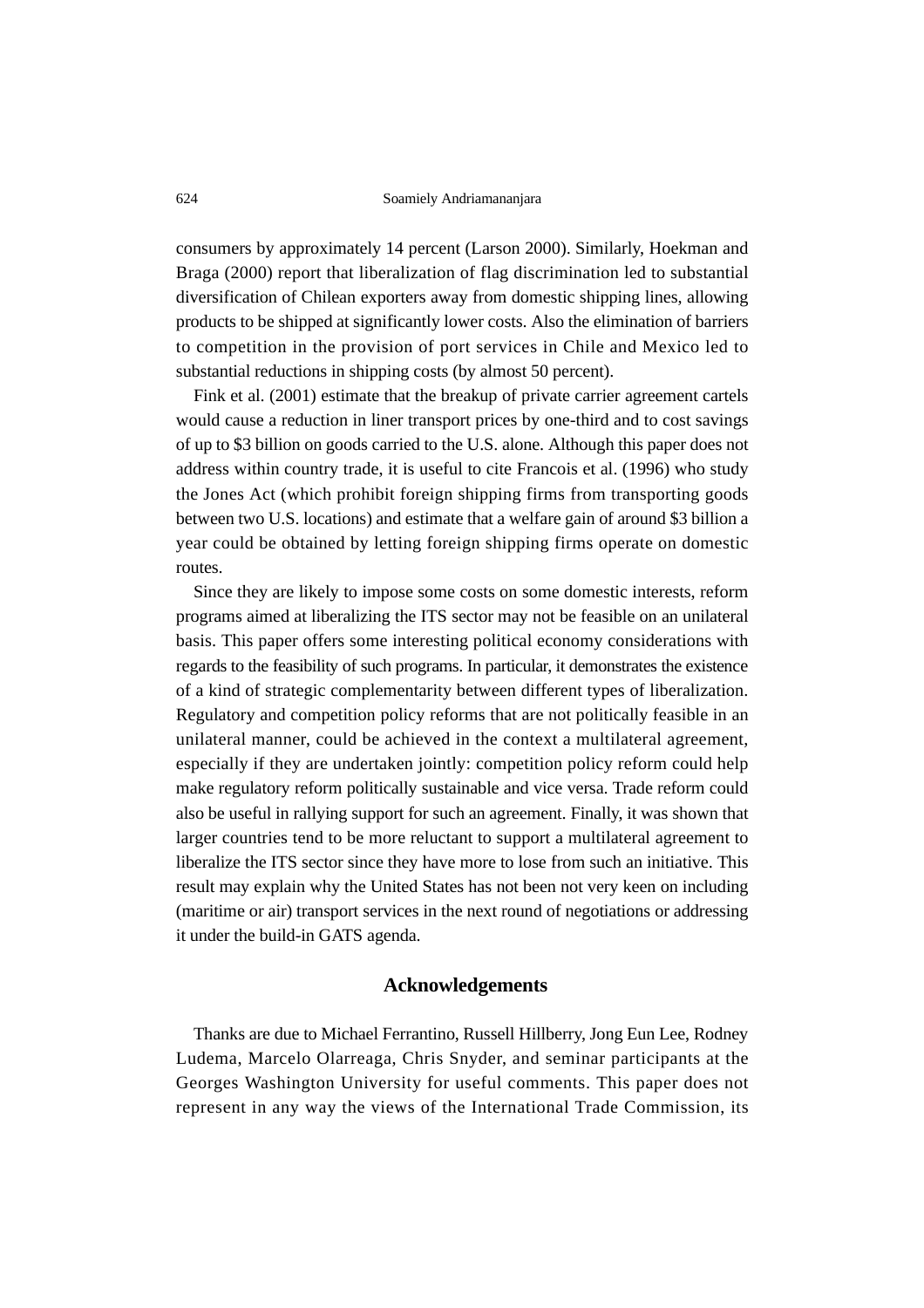consumers by approximately 14 percent (Larson 2000). Similarly, Hoekman and Braga (2000) report that liberalization of flag discrimination led to substantial diversification of Chilean exporters away from domestic shipping lines, allowing products to be shipped at significantly lower costs. Also the elimination of barriers to competition in the provision of port services in Chile and Mexico led to substantial reductions in shipping costs (by almost 50 percent).

Fink et al. (2001) estimate that the breakup of private carrier agreement cartels would cause a reduction in liner transport prices by one-third and to cost savings of up to $3 billion on goods carried to the U.S. alone. Although this paper does not address within country trade, it is useful to cite Francois et al. (1996) who study the Jones Act (which prohibit foreign shipping firms from transporting goods between two U.S. locations) and estimate that a welfare gain of around $3 billion a year could be obtained by letting foreign shipping firms operate on domestic routes.

Since they are likely to impose some costs on some domestic interests, reform programs aimed at liberalizing the ITS sector may not be feasible on an unilateral basis. This paper offers some interesting political economy considerations with regards to the feasibility of such programs. In particular, it demonstrates the existence of a kind of strategic complementarity between different types of liberalization. Regulatory and competition policy reforms that are not politically feasible in an unilateral manner, could be achieved in the context a multilateral agreement, especially if they are undertaken jointly: competition policy reform could help make regulatory reform politically sustainable and vice versa. Trade reform could also be useful in rallying support for such an agreement. Finally, it was shown that larger countries tend to be more reluctant to support a multilateral agreement to liberalize the ITS sector since they have more to lose from such an initiative. This result may explain why the United States has not been not very keen on including (maritime or air) transport services in the next round of negotiations or addressing it under the build-in GATS agenda.

## Acknowledgements

Thanks are due to Michael Ferrantino, Russell Hillberry, Jong Eun Lee, Rodney Ludema, Marcelo Olarreaga, Chris Snyder, and seminar participants at the Georges Washington University for useful comments. This paper does not represent in any way the views of the International Trade Commission, its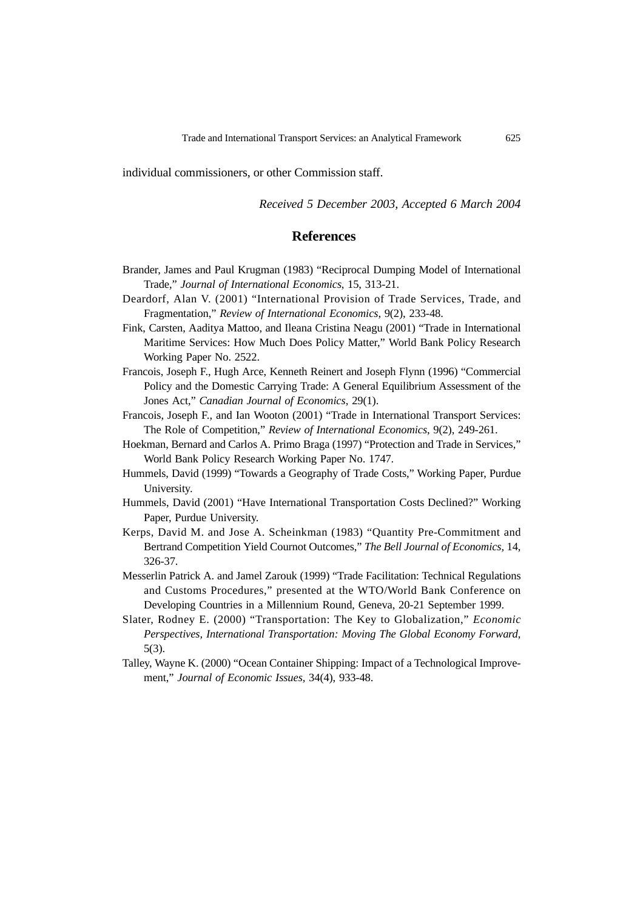individual commissioners, or other Commission staff.

*Received 5 December 2003, Accepted 6 March 2004*

## References

Brander, James and Paul Krugman (1983) "Reciprocal Dumping Model of International Trade," *Journal of International Economics*, 15, 313-21.

Deardorf, Alan V. (2001) "International Provision of Trade Services, Trade, and Fragmentation," *Review of International Economics*, 9(2), 233-48.

Fink, Carsten, Aaditya Mattoo, and Ileana Cristina Neagu (2001) "Trade in International Maritime Services: How Much Does Policy Matter," World Bank Policy Research Working Paper No. 2522.

Francois, Joseph F., Hugh Arce, Kenneth Reinert and Joseph Flynn (1996) "Commercial Policy and the Domestic Carrying Trade: A General Equilibrium Assessment of the Jones Act," *Canadian Journal of Economics*, 29(1).

Francois, Joseph F., and Ian Wooton (2001) "Trade in International Transport Services: The Role of Competition," *Review of International Economics*, 9(2), 249-261.

Hoekman, Bernard and Carlos A. Primo Braga (1997) "Protection and Trade in Services," World Bank Policy Research Working Paper No. 1747.

Hummels, David (1999) "Towards a Geography of Trade Costs," Working Paper, Purdue University.

Hummels, David (2001) "Have International Transportation Costs Declined?" Working Paper, Purdue University.

Kerps, David M. and Jose A. Scheinkman (1983) "Quantity Pre-Commitment and Bertrand Competition Yield Cournot Outcomes," *The Bell Journal of Economics*, 14, 326-37.

Messerlin Patrick A. and Jamel Zarouk (1999) "Trade Facilitation: Technical Regulations and Customs Procedures," presented at the WTO/World Bank Conference on Developing Countries in a Millennium Round, Geneva, 20-21 September 1999.

Slater, Rodney E. (2000) "Transportation: The Key to Globalization," *Economic Perspectives, International Transportation: Moving The Global Economy Forward*, 5(3).

Talley, Wayne K. (2000) "Ocean Container Shipping: Impact of a Technological Improvement," *Journal of Economic Issues*, 34(4), 933-48.